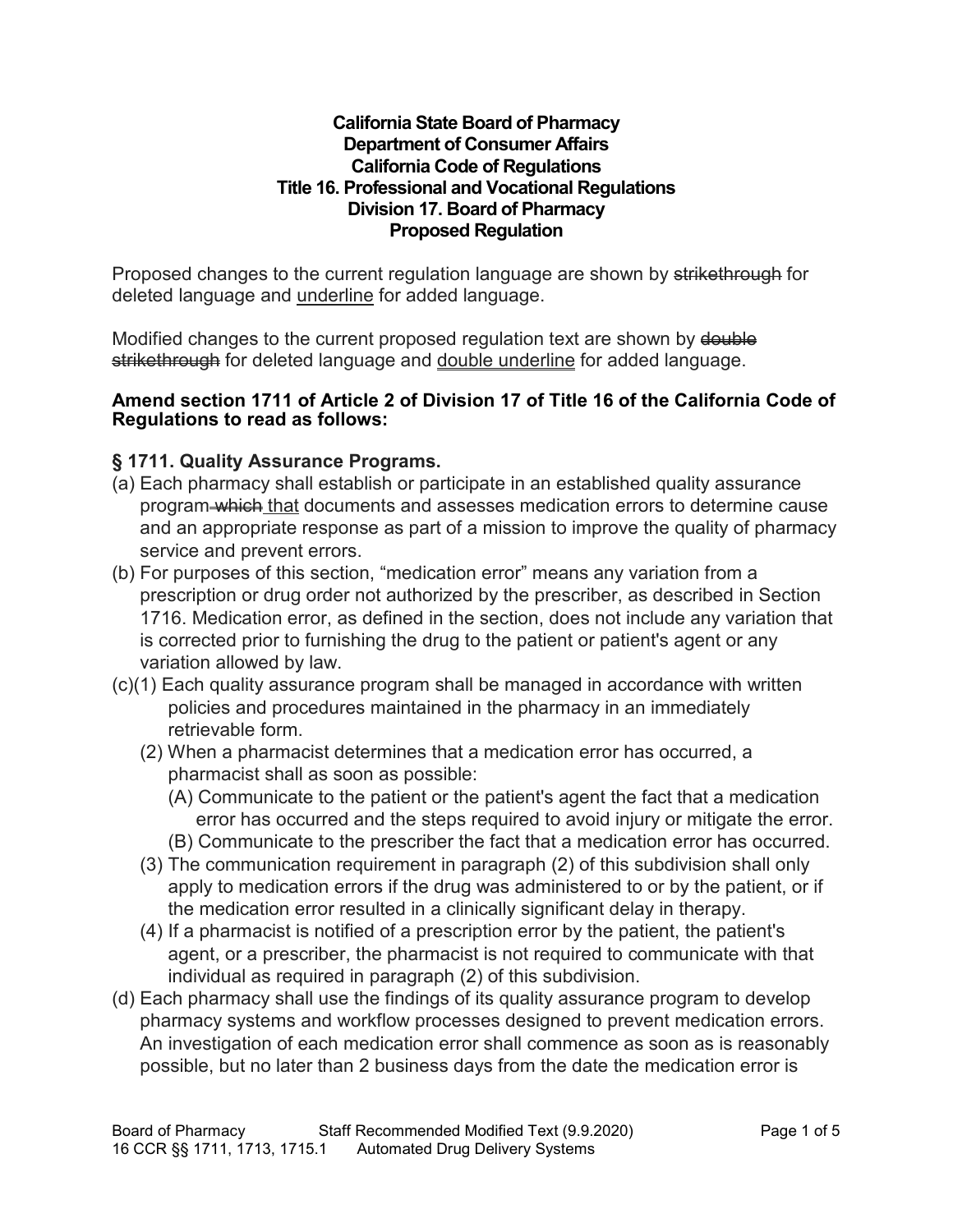**California State Board of Pharmacy**
**Department of Consumer Affairs**
**California Code of Regulations**
**Title 16. Professional and Vocational Regulations**
**Division 17. Board of Pharmacy**
**Proposed Regulation**

Proposed changes to the current regulation language are shown by ~~strikethrough~~ for deleted language and <u>underline</u> for added language.

Modified changes to the current proposed regulation text are shown by ~~double strikethrough~~ for deleted language and <u>double underline</u> for added language.

**Amend section 1711 of Article 2 of Division 17 of Title 16 of the California Code of Regulations to read as follows:**

**§ 1711. Quality Assurance Programs.**

(a) Each pharmacy shall establish or participate in an established quality assurance program ~~which~~ <u>that</u> documents and assesses medication errors to determine cause and an appropriate response as part of a mission to improve the quality of pharmacy service and prevent errors.

(b) For purposes of this section, "medication error" means any variation from a prescription or drug order not authorized by the prescriber, as described in Section 1716. Medication error, as defined in the section, does not include any variation that is corrected prior to furnishing the drug to the patient or patient's agent or any variation allowed by law.

(c)(1) Each quality assurance program shall be managed in accordance with written policies and procedures maintained in the pharmacy in an immediately retrievable form.

(2) When a pharmacist determines that a medication error has occurred, a pharmacist shall as soon as possible:

(A) Communicate to the patient or the patient's agent the fact that a medication error has occurred and the steps required to avoid injury or mitigate the error.

(B) Communicate to the prescriber the fact that a medication error has occurred.

(3) The communication requirement in paragraph (2) of this subdivision shall only apply to medication errors if the drug was administered to or by the patient, or if the medication error resulted in a clinically significant delay in therapy.

(4) If a pharmacist is notified of a prescription error by the patient, the patient's agent, or a prescriber, the pharmacist is not required to communicate with that individual as required in paragraph (2) of this subdivision.

(d) Each pharmacy shall use the findings of its quality assurance program to develop pharmacy systems and workflow processes designed to prevent medication errors. An investigation of each medication error shall commence as soon as is reasonably possible, but no later than 2 business days from the date the medication error is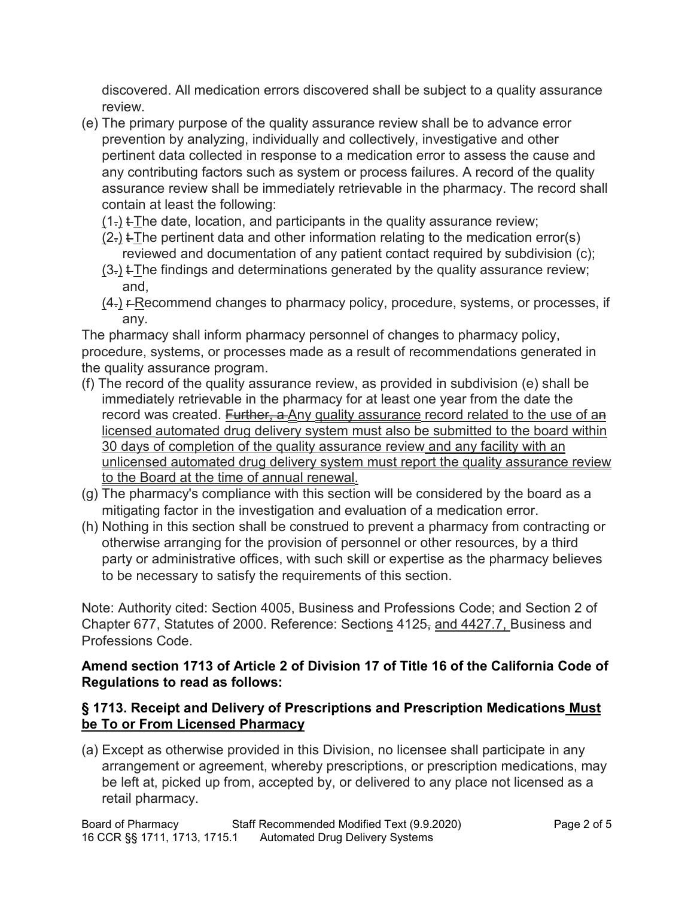discovered. All medication errors discovered shall be subject to a quality assurance review.

(e) The primary purpose of the quality assurance review shall be to advance error prevention by analyzing, individually and collectively, investigative and other pertinent data collected in response to a medication error to assess the cause and any contributing factors such as system or process failures. A record of the quality assurance review shall be immediately retrievable in the pharmacy. The record shall contain at least the following:

<u>(</u>1~~.~~<u>)</u> ~~t~~ <u>T</u>he date, location, and participants in the quality assurance review;

<u>(</u>2~~.~~<u>)</u> ~~t~~ <u>T</u>he pertinent data and other information relating to the medication error(s) reviewed and documentation of any patient contact required by subdivision (c);

<u>(</u>3~~.~~<u>)</u> ~~t~~ <u>T</u>he findings and determinations generated by the quality assurance review; and,

<u>(</u>4~~.~~<u>)</u> ~~r~~ <u>R</u>ecommend changes to pharmacy policy, procedure, systems, or processes, if any.

The pharmacy shall inform pharmacy personnel of changes to pharmacy policy, procedure, systems, or processes made as a result of recommendations generated in the quality assurance program.

(f) The record of the quality assurance review, as provided in subdivision (e) shall be immediately retrievable in the pharmacy for at least one year from the date the record was created. ~~Further, a~~ <u>Any</u> quality assurance record related to the use of a~~n~~ <u>licensed</u> automated drug delivery system must also be submitted to the board within 30 days of completion of the quality assurance review <u>and any facility with an unlicensed automated drug delivery system must report the quality assurance review to the Board at the time of annual renewal</u>.

(g) The pharmacy's compliance with this section will be considered by the board as a mitigating factor in the investigation and evaluation of a medication error.

(h) Nothing in this section shall be construed to prevent a pharmacy from contracting or otherwise arranging for the provision of personnel or other resources, by a third party or administrative offices, with such skill or expertise as the pharmacy believes to be necessary to satisfy the requirements of this section.

Note: Authority cited: Section 4005, Business and Professions Code; and Section 2 of Chapter 677, Statutes of 2000. Reference: Section<u>s</u> 4125~~,~~ <u>and 4427.7,</u> Business and Professions Code.

**Amend section 1713 of Article 2 of Division 17 of Title 16 of the California Code of Regulations to read as follows:**

### § 1713. Receipt and Delivery of Prescriptions and Prescription Medications <u>Must be To or From Licensed Pharmacy</u>

(a) Except as otherwise provided in this Division, no licensee shall participate in any arrangement or agreement, whereby prescriptions, or prescription medications, may be left at, picked up from, accepted by, or delivered to any place not licensed as a retail pharmacy.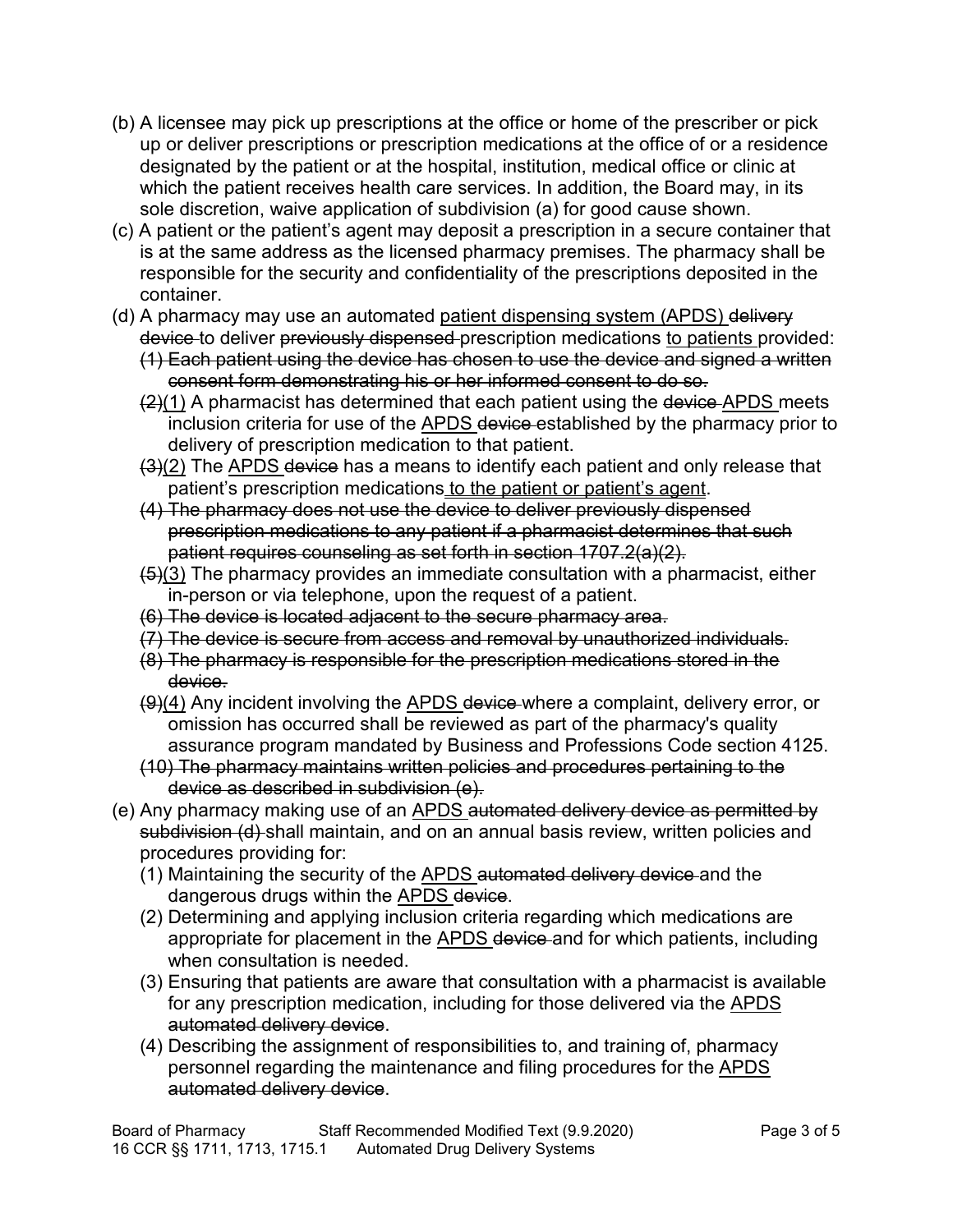(b) A licensee may pick up prescriptions at the office or home of the prescriber or pick up or deliver prescriptions or prescription medications at the office of or a residence designated by the patient or at the hospital, institution, medical office or clinic at which the patient receives health care services. In addition, the Board may, in its sole discretion, waive application of subdivision (a) for good cause shown.

(c) A patient or the patient's agent may deposit a prescription in a secure container that is at the same address as the licensed pharmacy premises. The pharmacy shall be responsible for the security and confidentiality of the prescriptions deposited in the container.

(d) A pharmacy may use an automated <u>patient dispensing system (APDS)</u> ~~delivery device~~ to deliver ~~previously dispensed~~ prescription medications <u>to patients</u> provided:

- ~~(1) Each patient using the device has chosen to use the device and signed a written consent form demonstrating his or her informed consent to do so.~~
- ~~(2)~~<u>(1)</u> A pharmacist has determined that each patient using the ~~device~~ <u>APDS</u> meets inclusion criteria for use of the <u>APDS</u> ~~device~~ established by the pharmacy prior to delivery of prescription medication to that patient.
- ~~(3)~~<u>(2)</u> The <u>APDS</u> ~~device~~ has a means to identify each patient and only release that patient's prescription medications <u>to the patient or patient's agent</u>.
- ~~(4) The pharmacy does not use the device to deliver previously dispensed prescription medications to any patient if a pharmacist determines that such patient requires counseling as set forth in section 1707.2(a)(2).~~
- ~~(5)~~<u>(3)</u> The pharmacy provides an immediate consultation with a pharmacist, either in-person or via telephone, upon the request of a patient.
- ~~(6) The device is located adjacent to the secure pharmacy area.~~
- ~~(7) The device is secure from access and removal by unauthorized individuals.~~
- ~~(8) The pharmacy is responsible for the prescription medications stored in the device.~~
- ~~(9)~~<u>(4)</u> Any incident involving the <u>APDS</u> ~~device~~ where a complaint, delivery error, or omission has occurred shall be reviewed as part of the pharmacy's quality assurance program mandated by Business and Professions Code section 4125.
- ~~(10) The pharmacy maintains written policies and procedures pertaining to the device as described in subdivision (e).~~

(e) Any pharmacy making use of an <u>APDS</u> ~~automated delivery device as permitted by subdivision (d)~~ shall maintain, and on an annual basis review, written policies and procedures providing for:

- (1) Maintaining the security of the <u>APDS</u> ~~automated delivery device~~ and the dangerous drugs within the <u>APDS</u> ~~device~~.
- (2) Determining and applying inclusion criteria regarding which medications are appropriate for placement in the <u>APDS</u> ~~device~~ and for which patients, including when consultation is needed.
- (3) Ensuring that patients are aware that consultation with a pharmacist is available for any prescription medication, including for those delivered via the <u>APDS</u> ~~automated delivery device~~.
- (4) Describing the assignment of responsibilities to, and training of, pharmacy personnel regarding the maintenance and filing procedures for the <u>APDS</u> ~~automated delivery device~~.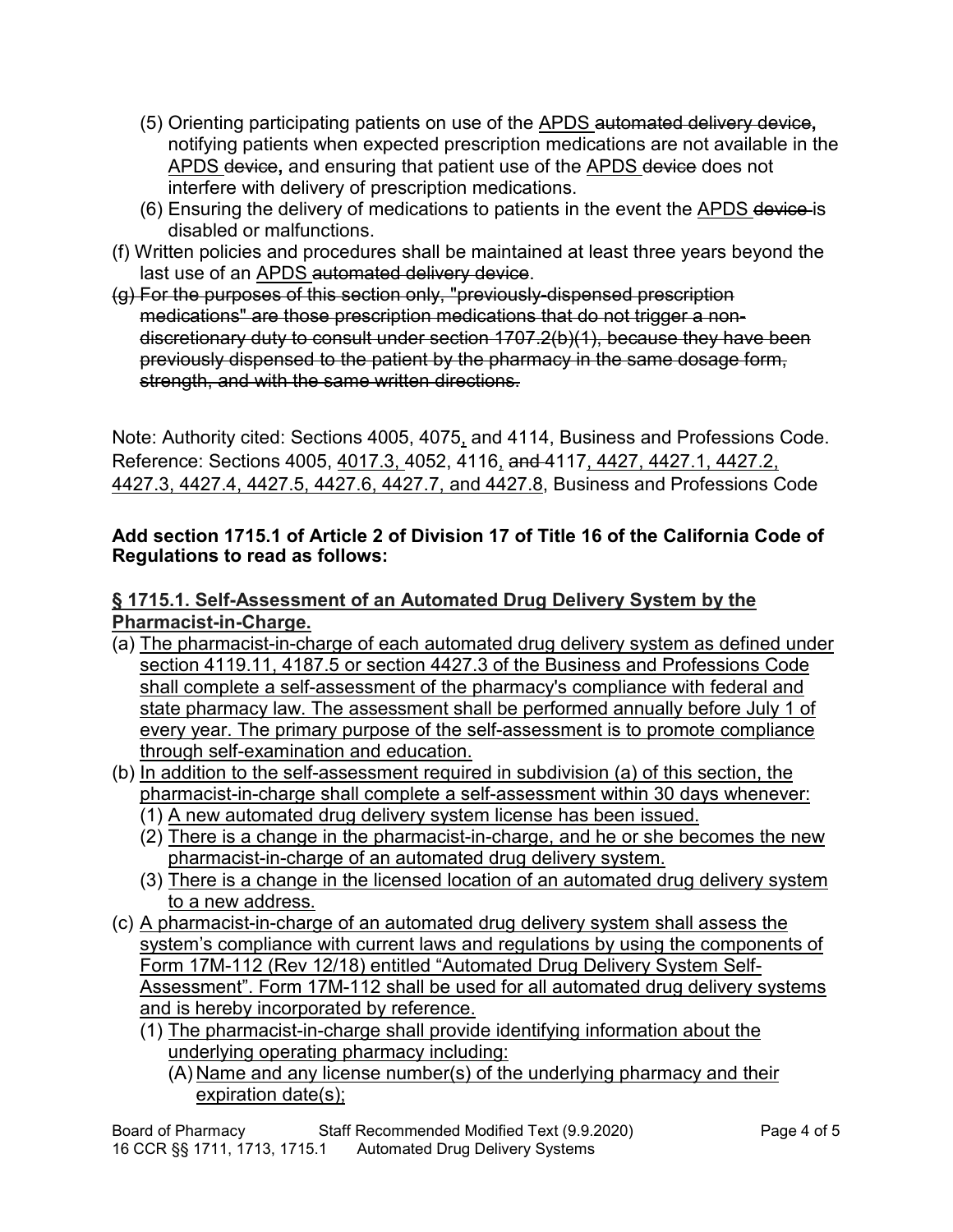(5) Orienting participating patients on use of the APDS ~~automated delivery device~~, notifying patients when expected prescription medications are not available in the APDS ~~device~~, and ensuring that patient use of the APDS ~~device~~ does not interfere with delivery of prescription medications.

(6) Ensuring the delivery of medications to patients in the event the APDS ~~device~~ is disabled or malfunctions.

(f) Written policies and procedures shall be maintained at least three years beyond the last use of an APDS ~~automated delivery device~~.

~~(g) For the purposes of this section only, "previously-dispensed prescription medications" are those prescription medications that do not trigger a non-discretionary duty to consult under section 1707.2(b)(1), because they have been previously dispensed to the patient by the pharmacy in the same dosage form, strength, and with the same written directions.~~

Note: Authority cited: Sections 4005, 4075, and 4114, Business and Professions Code. Reference: Sections 4005, 4017.3, 4052, 4116, ~~and~~ 4117, 4427, 4427.1, 4427.2, 4427.3, 4427.4, 4427.5, 4427.6, 4427.7, and 4427.8, Business and Professions Code

**Add section 1715.1 of Article 2 of Division 17 of Title 16 of the California Code of Regulations to read as follows:**

**§ 1715.1. Self-Assessment of an Automated Drug Delivery System by the Pharmacist-in-Charge.**

(a) The pharmacist-in-charge of each automated drug delivery system as defined under section 4119.11, 4187.5 or section 4427.3 of the Business and Professions Code shall complete a self-assessment of the pharmacy's compliance with federal and state pharmacy law. The assessment shall be performed annually before July 1 of every year. The primary purpose of the self-assessment is to promote compliance through self-examination and education.

(b) In addition to the self-assessment required in subdivision (a) of this section, the pharmacist-in-charge shall complete a self-assessment within 30 days whenever:

(1) A new automated drug delivery system license has been issued.

(2) There is a change in the pharmacist-in-charge, and he or she becomes the new pharmacist-in-charge of an automated drug delivery system.

(3) There is a change in the licensed location of an automated drug delivery system to a new address.

(c) A pharmacist-in-charge of an automated drug delivery system shall assess the system's compliance with current laws and regulations by using the components of Form 17M-112 (Rev 12/18) entitled "Automated Drug Delivery System Self-Assessment". Form 17M-112 shall be used for all automated drug delivery systems and is hereby incorporated by reference.

(1) The pharmacist-in-charge shall provide identifying information about the underlying operating pharmacy including:

(A) Name and any license number(s) of the underlying pharmacy and their expiration date(s);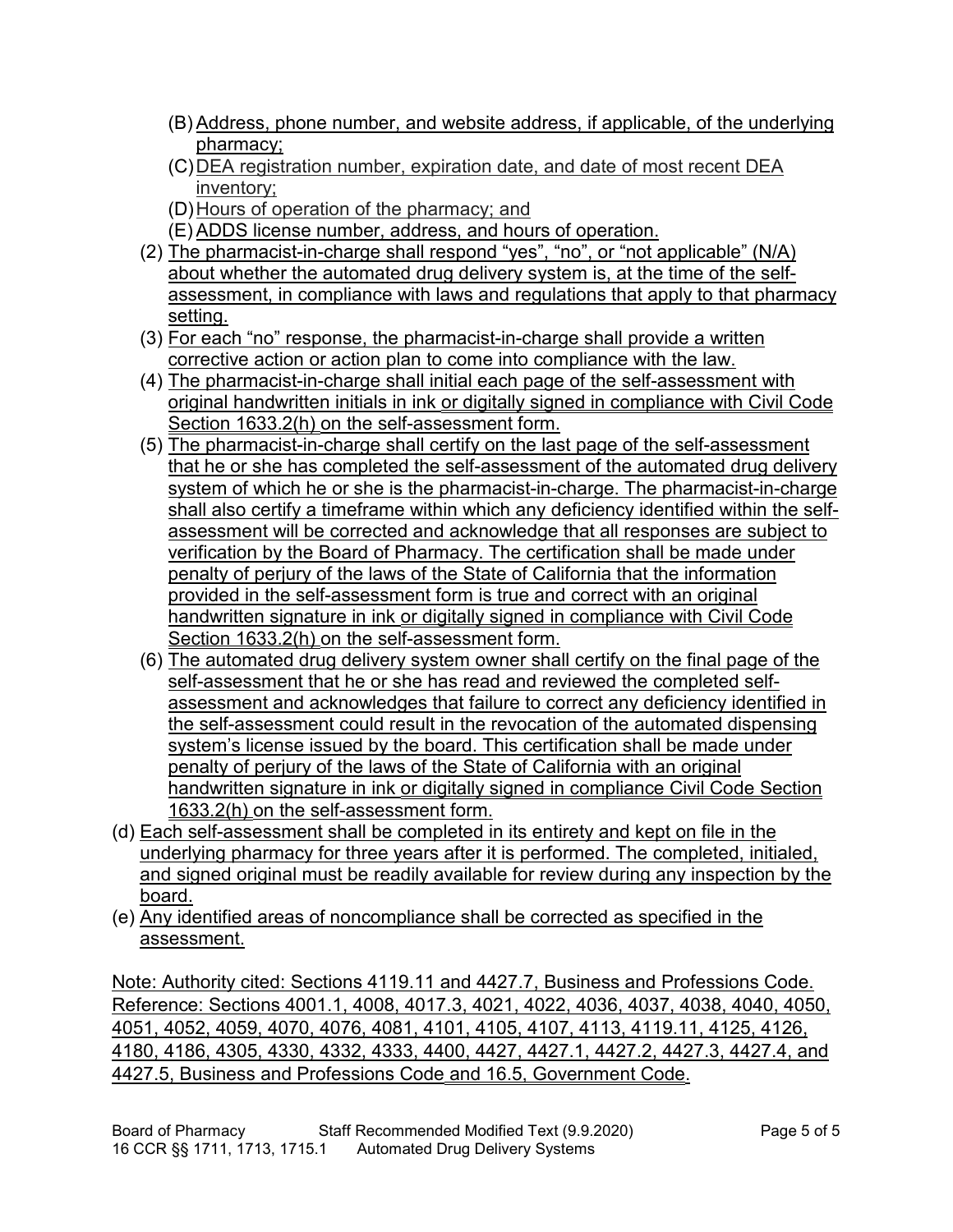(B) Address, phone number, and website address, if applicable, of the underlying pharmacy;

(C) DEA registration number, expiration date, and date of most recent DEA inventory;

(D) Hours of operation of the pharmacy; and

(E) ADDS license number, address, and hours of operation.

(2) The pharmacist-in-charge shall respond "yes", "no", or "not applicable" (N/A) about whether the automated drug delivery system is, at the time of the self-assessment, in compliance with laws and regulations that apply to that pharmacy setting.

(3) For each "no" response, the pharmacist-in-charge shall provide a written corrective action or action plan to come into compliance with the law.

(4) The pharmacist-in-charge shall initial each page of the self-assessment with original handwritten initials in ink or digitally signed in compliance with Civil Code Section 1633.2(h) on the self-assessment form.

(5) The pharmacist-in-charge shall certify on the last page of the self-assessment that he or she has completed the self-assessment of the automated drug delivery system of which he or she is the pharmacist-in-charge. The pharmacist-in-charge shall also certify a timeframe within which any deficiency identified within the self-assessment will be corrected and acknowledge that all responses are subject to verification by the Board of Pharmacy. The certification shall be made under penalty of perjury of the laws of the State of California that the information provided in the self-assessment form is true and correct with an original handwritten signature in ink or digitally signed in compliance with Civil Code Section 1633.2(h) on the self-assessment form.

(6) The automated drug delivery system owner shall certify on the final page of the self-assessment that he or she has read and reviewed the completed self-assessment and acknowledges that failure to correct any deficiency identified in the self-assessment could result in the revocation of the automated dispensing system's license issued by the board. This certification shall be made under penalty of perjury of the laws of the State of California with an original handwritten signature in ink or digitally signed in compliance Civil Code Section 1633.2(h) on the self-assessment form.

(d) Each self-assessment shall be completed in its entirety and kept on file in the underlying pharmacy for three years after it is performed. The completed, initialed, and signed original must be readily available for review during any inspection by the board.

(e) Any identified areas of noncompliance shall be corrected as specified in the assessment.

Note: Authority cited: Sections 4119.11 and 4427.7, Business and Professions Code. Reference: Sections 4001.1, 4008, 4017.3, 4021, 4022, 4036, 4037, 4038, 4040, 4050, 4051, 4052, 4059, 4070, 4076, 4081, 4101, 4105, 4107, 4113, 4119.11, 4125, 4126, 4180, 4186, 4305, 4330, 4332, 4333, 4400, 4427, 4427.1, 4427.2, 4427.3, 4427.4, and 4427.5, Business and Professions Code and 16.5, Government Code.